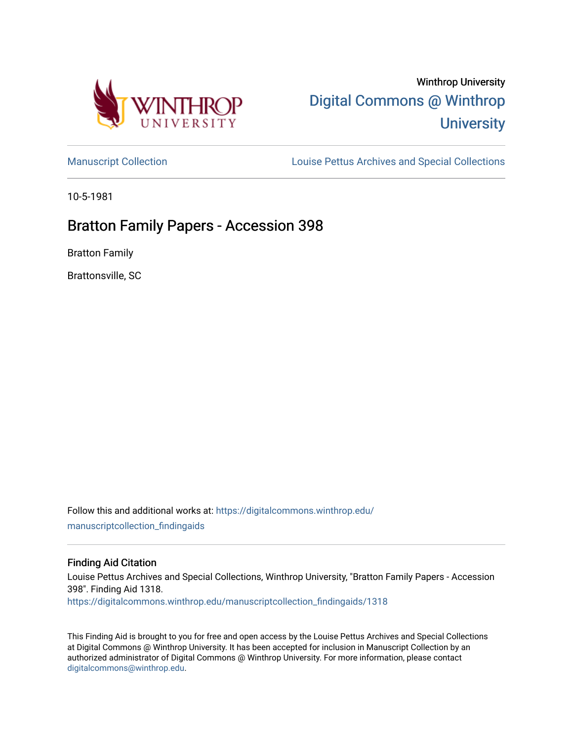Winthrop University

Digital Commons @ Winthrop University

Manuscript Collection

Louise Pettus Archives and Special Collections

10-5-1981

# Bratton Family Papers - Accession 398

Bratton Family

Brattonsville, SC

Follow this and additional works at: https://digitalcommons.winthrop.edu/manuscriptcollection_findingaids

## Finding Aid Citation

Louise Pettus Archives and Special Collections, Winthrop University, "Bratton Family Papers - Accession 398". Finding Aid 1318.
https://digitalcommons.winthrop.edu/manuscriptcollection_findingaids/1318

This Finding Aid is brought to you for free and open access by the Louise Pettus Archives and Special Collections at Digital Commons @ Winthrop University. It has been accepted for inclusion in Manuscript Collection by an authorized administrator of Digital Commons @ Winthrop University. For more information, please contact digitalcommons@winthrop.edu.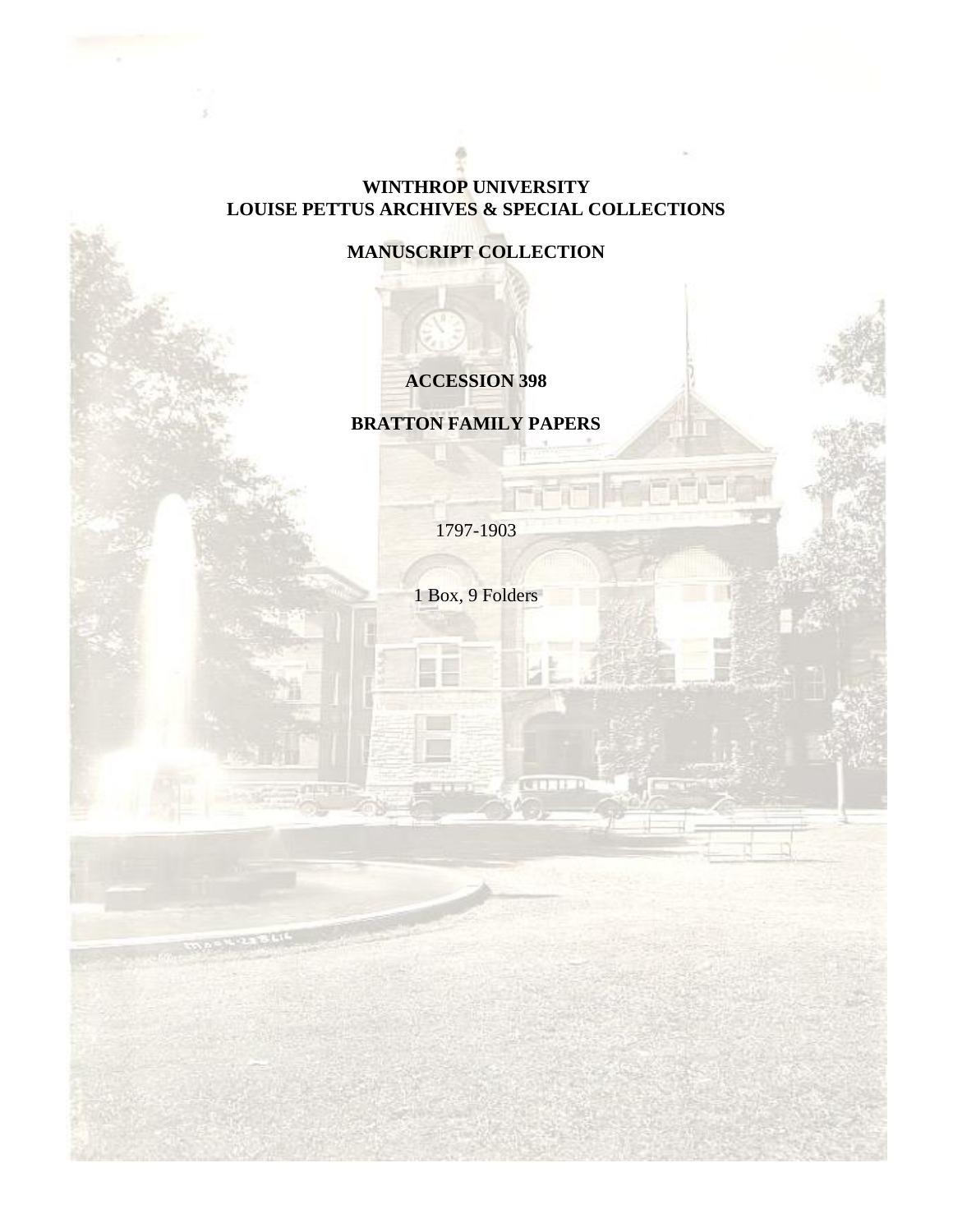**WINTHROP UNIVERSITY**
**LOUISE PETTUS ARCHIVES & SPECIAL COLLECTIONS**

**MANUSCRIPT COLLECTION**

**ACCESSION 398**

**BRATTON FAMILY PAPERS**

1797-1903

1 Box, 9 Folders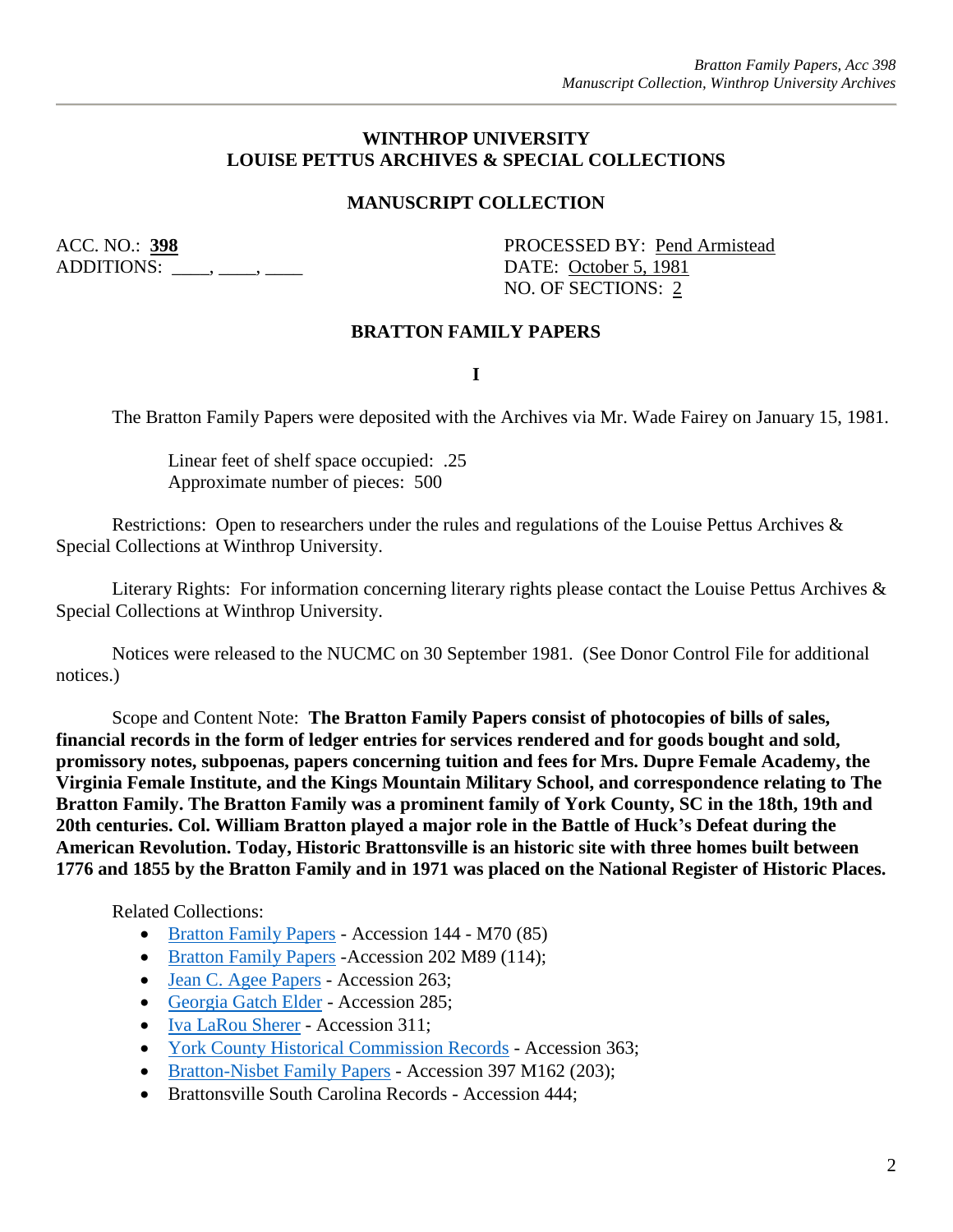## WINTHROP UNIVERSITY
## LOUISE PETTUS ARCHIVES & SPECIAL COLLECTIONS

### MANUSCRIPT COLLECTION

ACC. NO.: **398**
ADDITIONS: ____, ____, ____

PROCESSED BY: Pend Armistead
DATE: October 5, 1981
NO. OF SECTIONS: 2

### BRATTON FAMILY PAPERS

**I**

The Bratton Family Papers were deposited with the Archives via Mr. Wade Fairey on January 15, 1981.

Linear feet of shelf space occupied: .25
Approximate number of pieces: 500

Restrictions: Open to researchers under the rules and regulations of the Louise Pettus Archives & Special Collections at Winthrop University.

Literary Rights: For information concerning literary rights please contact the Louise Pettus Archives & Special Collections at Winthrop University.

Notices were released to the NUCMC on 30 September 1981. (See Donor Control File for additional notices.)

Scope and Content Note: **The Bratton Family Papers consist of photocopies of bills of sales, financial records in the form of ledger entries for services rendered and for goods bought and sold, promissory notes, subpoenas, papers concerning tuition and fees for Mrs. Dupre Female Academy, the Virginia Female Institute, and the Kings Mountain Military School, and correspondence relating to The Bratton Family. The Bratton Family was a prominent family of York County, SC in the 18th, 19th and 20th centuries. Col. William Bratton played a major role in the Battle of Huck's Defeat during the American Revolution. Today, Historic Brattonsville is an historic site with three homes built between 1776 and 1855 by the Bratton Family and in 1971 was placed on the National Register of Historic Places.**

Related Collections:

- Bratton Family Papers - Accession 144 - M70 (85)
- Bratton Family Papers -Accession 202 M89 (114);
- Jean C. Agee Papers - Accession 263;
- Georgia Gatch Elder - Accession 285;
- Iva LaRou Sherer - Accession 311;
- York County Historical Commission Records - Accession 363;
- Bratton-Nisbet Family Papers - Accession 397 M162 (203);
- Brattonsville South Carolina Records - Accession 444;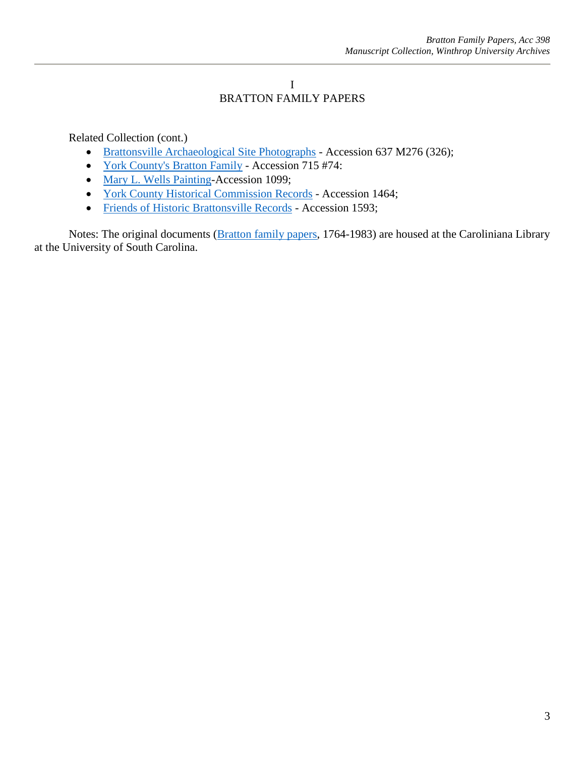# I
# BRATTON FAMILY PAPERS

Related Collection (cont.)

- Brattonsville Archaeological Site Photographs - Accession 637 M276 (326);
- York County's Bratton Family - Accession 715 #74:
- Mary L. Wells Painting-Accession 1099;
- York County Historical Commission Records - Accession 1464;
- Friends of Historic Brattonsville Records - Accession 1593;

Notes: The original documents (Bratton family papers, 1764-1983) are housed at the Caroliniana Library at the University of South Carolina.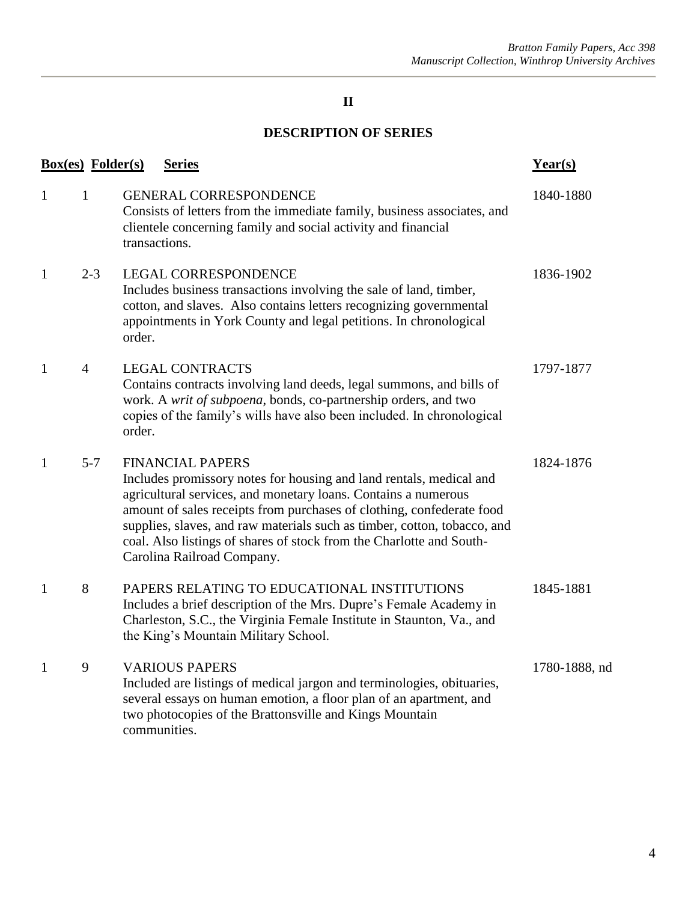## II

## DESCRIPTION OF SERIES

| Box(es) | Folder(s) | Series | Year(s) |
| --- | --- | --- | --- |
| 1 | 1 | GENERAL CORRESPONDENCE<br>Consists of letters from the immediate family, business associates, and clientele concerning family and social activity and financial transactions. | 1840-1880 |
| 1 | 2-3 | LEGAL CORRESPONDENCE<br>Includes business transactions involving the sale of land, timber, cotton, and slaves. Also contains letters recognizing governmental appointments in York County and legal petitions. In chronological order. | 1836-1902 |
| 1 | 4 | LEGAL CONTRACTS<br>Contains contracts involving land deeds, legal summons, and bills of work. A *writ of subpoena*, bonds, co-partnership orders, and two copies of the family's wills have also been included. In chronological order. | 1797-1877 |
| 1 | 5-7 | FINANCIAL PAPERS<br>Includes promissory notes for housing and land rentals, medical and agricultural services, and monetary loans. Contains a numerous amount of sales receipts from purchases of clothing, confederate food supplies, slaves, and raw materials such as timber, cotton, tobacco, and coal. Also listings of shares of stock from the Charlotte and South-Carolina Railroad Company. | 1824-1876 |
| 1 | 8 | PAPERS RELATING TO EDUCATIONAL INSTITUTIONS<br>Includes a brief description of the Mrs. Dupre's Female Academy in Charleston, S.C., the Virginia Female Institute in Staunton, Va., and the King's Mountain Military School. | 1845-1881 |
| 1 | 9 | VARIOUS PAPERS<br>Included are listings of medical jargon and terminologies, obituaries, several essays on human emotion, a floor plan of an apartment, and two photocopies of the Brattonsville and Kings Mountain communities. | 1780-1888, nd |